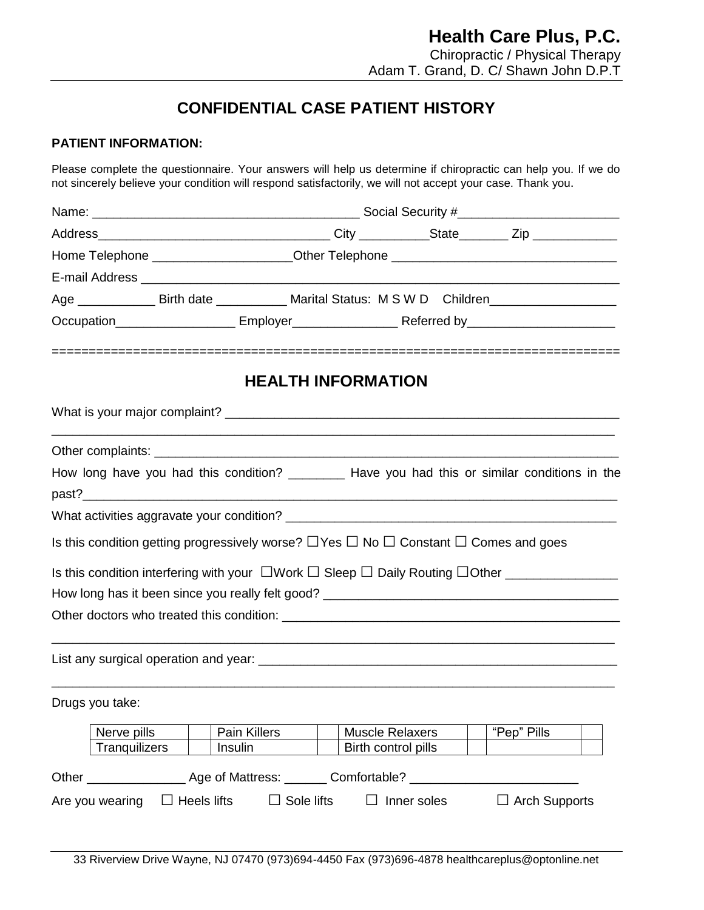# Health Care Plus, P.C.

Chiropractic / Physical Therapy
Adam T. Grand, D. C/ Shawn John D.P.T

## CONFIDENTIAL CASE PATIENT HISTORY

**PATIENT INFORMATION:**

Please complete the questionnaire. Your answers will help us determine if chiropractic can help you. If we do not sincerely believe your condition will respond satisfactorily, we will not accept your case. Thank you.

Name: ______________________________________ Social Security #_______________________

Address________________________________ City __________State_______ Zip ____________

Home Telephone ___________________Other Telephone ______________________________

E-mail Address _________________________________________________________________

Age ___________ Birth date __________ Marital Status: M S W D Children_________________

Occupation________________ Employer______________ Referred by____________________

==========================================================================

## HEALTH INFORMATION

What is your major complaint? ____________________________________________________

_____________________________________________________________________________

Other complaints: ______________________________________________________________

How long have you had this condition? ________ Have you had this or similar conditions in the past?_________________________________________________________________________

What activities aggravate your condition? ___________________________________________

Is this condition getting progressively worse? ☐Yes ☐ No ☐ Constant ☐ Comes and goes

Is this condition interfering with your ☐Work ☐ Sleep ☐ Daily Routing ☐Other _______________

How long has it been since you really felt good? _____________________________________

Other doctors who treated this condition: ____________________________________________

_____________________________________________________________________________

List any surgical operation and year: _______________________________________________

_____________________________________________________________________________

Drugs you take:

| Nerve pills | | Pain Killers | | Muscle Relaxers | | "Pep" Pills | |
|---|---|---|---|---|---|---|---|
| Tranquilizers | | Insulin | | Birth control pills | | | |

Other ______________ Age of Mattress: ______ Comfortable? ________________________

Are you wearing ☐ Heels lifts ☐ Sole lifts ☐ Inner soles ☐ Arch Supports

33 Riverview Drive Wayne, NJ 07470 (973)694-4450 Fax (973)696-4878 healthcareplus@optonline.net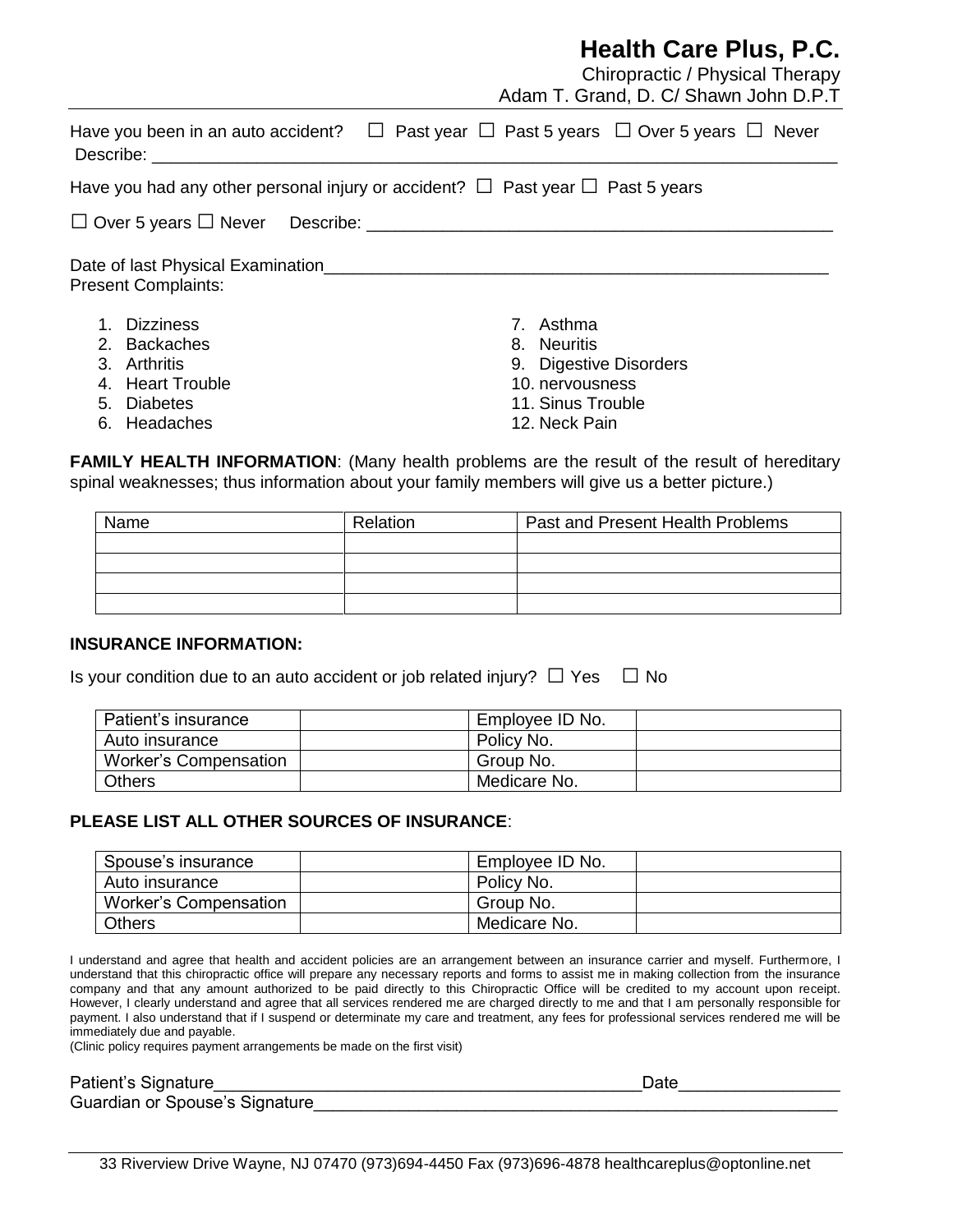# Health Care Plus, P.C.

Chiropractic / Physical Therapy

Adam T. Grand, D. C/ Shawn John D.P.T

Have you been in an auto accident? ☐ Past year ☐ Past 5 years ☐ Over 5 years ☐ Never

Describe: ______________________________________________________________________

Have you had any other personal injury or accident? ☐ Past year ☐ Past 5 years

☐ Over 5 years ☐ Never Describe: ____________________________________________

Date of last Physical Examination_______________________________________________

Present Complaints:

1. Dizziness
2. Backaches
3. Arthritis
4. Heart Trouble
5. Diabetes
6. Headaches
7. Asthma
8. Neuritis
9. Digestive Disorders
10. nervousness
11. Sinus Trouble
12. Neck Pain

**FAMILY HEALTH INFORMATION**: (Many health problems are the result of the result of hereditary spinal weaknesses; thus information about your family members will give us a better picture.)

| Name | Relation | Past and Present Health Problems |
|---|---|---|
| | | |
| | | |
| | | |
| | | |

**INSURANCE INFORMATION:**

Is your condition due to an auto accident or job related injury? ☐ Yes ☐ No

| Patient's insurance | | Employee ID No. | |
|---|---|---|---|
| Auto insurance | | Policy No. | |
| Worker's Compensation | | Group No. | |
| Others | | Medicare No. | |

**PLEASE LIST ALL OTHER SOURCES OF INSURANCE**:

| Spouse's insurance | | Employee ID No. | |
|---|---|---|---|
| Auto insurance | | Policy No. | |
| Worker's Compensation | | Group No. | |
| Others | | Medicare No. | |

I understand and agree that health and accident policies are an arrangement between an insurance carrier and myself. Furthermore, I understand that this chiropractic office will prepare any necessary reports and forms to assist me in making collection from the insurance company and that any amount authorized to be paid directly to this Chiropractic Office will be credited to my account upon receipt. However, I clearly understand and agree that all services rendered me are charged directly to me and that I am personally responsible for payment. I also understand that if I suspend or determinate my care and treatment, any fees for professional services rendered me will be immediately due and payable.

(Clinic policy requires payment arrangements be made on the first visit)

Patient's Signature_____________________________________________Date________________

Guardian or Spouse's Signature________________________________________________________

33 Riverview Drive Wayne, NJ 07470 (973)694-4450 Fax (973)696-4878 healthcareplus@optonline.net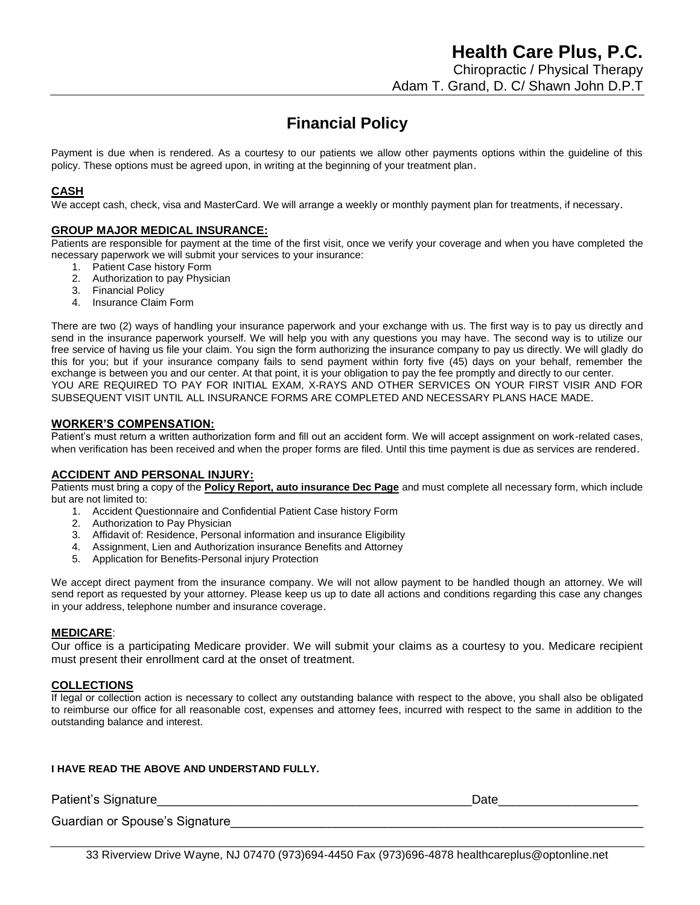# Health Care Plus, P.C.

Chiropractic / Physical Therapy
Adam T. Grand, D. C/ Shawn John D.P.T

## Financial Policy

Payment is due when is rendered. As a courtesy to our patients we allow other payments options within the guideline of this policy. These options must be agreed upon, in writing at the beginning of your treatment plan.

### CASH

We accept cash, check, visa and MasterCard. We will arrange a weekly or monthly payment plan for treatments, if necessary.

### GROUP MAJOR MEDICAL INSURANCE:

Patients are responsible for payment at the time of the first visit, once we verify your coverage and when you have completed the necessary paperwork we will submit your services to your insurance:

1. Patient Case history Form
2. Authorization to pay Physician
3. Financial Policy
4. Insurance Claim Form

There are two (2) ways of handling your insurance paperwork and your exchange with us. The first way is to pay us directly and send in the insurance paperwork yourself. We will help you with any questions you may have. The second way is to utilize our free service of having us file your claim. You sign the form authorizing the insurance company to pay us directly. We will gladly do this for you; but if your insurance company fails to send payment within forty five (45) days on your behalf, remember the exchange is between you and our center. At that point, it is your obligation to pay the fee promptly and directly to our center.
YOU ARE REQUIRED TO PAY FOR INITIAL EXAM, X-RAYS AND OTHER SERVICES ON YOUR FIRST VISIR AND FOR SUBSEQUENT VISIT UNTIL ALL INSURANCE FORMS ARE COMPLETED AND NECESSARY PLANS HACE MADE.

### WORKER'S COMPENSATION:

Patient's must return a written authorization form and fill out an accident form. We will accept assignment on work-related cases, when verification has been received and when the proper forms are filed. Until this time payment is due as services are rendered.

### ACCIDENT AND PERSONAL INJURY:

Patients must bring a copy of the **Policy Report, auto insurance Dec Page** and must complete all necessary form, which include but are not limited to:

1. Accident Questionnaire and Confidential Patient Case history Form
2. Authorization to Pay Physician
3. Affidavit of: Residence, Personal information and insurance Eligibility
4. Assignment, Lien and Authorization insurance Benefits and Attorney
5. Application for Benefits-Personal injury Protection

We accept direct payment from the insurance company. We will not allow payment to be handled though an attorney. We will send report as requested by your attorney. Please keep us up to date all actions and conditions regarding this case any changes in your address, telephone number and insurance coverage.

### MEDICARE:

Our office is a participating Medicare provider. We will submit your claims as a courtesy to you. Medicare recipient must present their enrollment card at the onset of treatment.

### COLLECTIONS

If legal or collection action is necessary to collect any outstanding balance with respect to the above, you shall also be obligated to reimburse our office for all reasonable cost, expenses and attorney fees, incurred with respect to the same in addition to the outstanding balance and interest.

**I HAVE READ THE ABOVE AND UNDERSTAND FULLY.**

Patient's Signature_____________________________________________ Date___________________

Guardian or Spouse's Signature__________________________________________________________

33 Riverview Drive Wayne, NJ 07470 (973)694-4450 Fax (973)696-4878 healthcareplus@optonline.net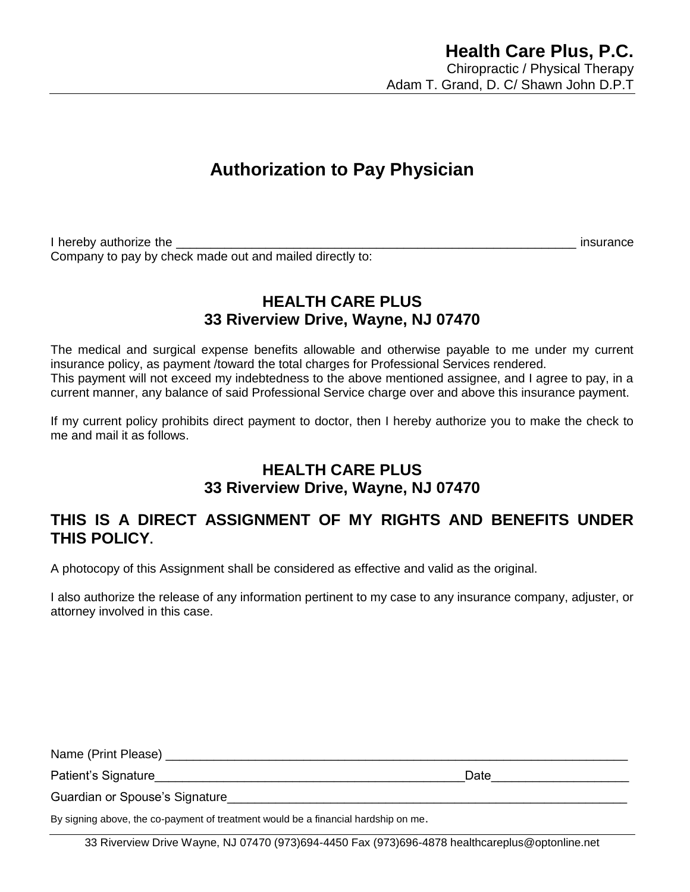**Health Care Plus, P.C.**
Chiropractic / Physical Therapy
Adam T. Grand, D. C/ Shawn John D.P.T

# Authorization to Pay Physician

I hereby authorize the ___________________________________________________________ insurance Company to pay by check made out and mailed directly to:

**HEALTH CARE PLUS**
**33 Riverview Drive, Wayne, NJ 07470**

The medical and surgical expense benefits allowable and otherwise payable to me under my current insurance policy, as payment /toward the total charges for Professional Services rendered.
This payment will not exceed my indebtedness to the above mentioned assignee, and I agree to pay, in a current manner, any balance of said Professional Service charge over and above this insurance payment.

If my current policy prohibits direct payment to doctor, then I hereby authorize you to make the check to me and mail it as follows.

**HEALTH CARE PLUS**
**33 Riverview Drive, Wayne, NJ 07470**

## THIS IS A DIRECT ASSIGNMENT OF MY RIGHTS AND BENEFITS UNDER THIS POLICY.

A photocopy of this Assignment shall be considered as effective and valid as the original.

I also authorize the release of any information pertinent to my case to any insurance company, adjuster, or attorney involved in this case.

Name (Print Please) ____________________________________________________________________

Patient's Signature______________________________________________Date___________________

Guardian or Spouse's Signature____________________________________________________________

By signing above, the co-payment of treatment would be a financial hardship on me.

33 Riverview Drive Wayne, NJ 07470 (973)694-4450 Fax (973)696-4878 healthcareplus@optonline.net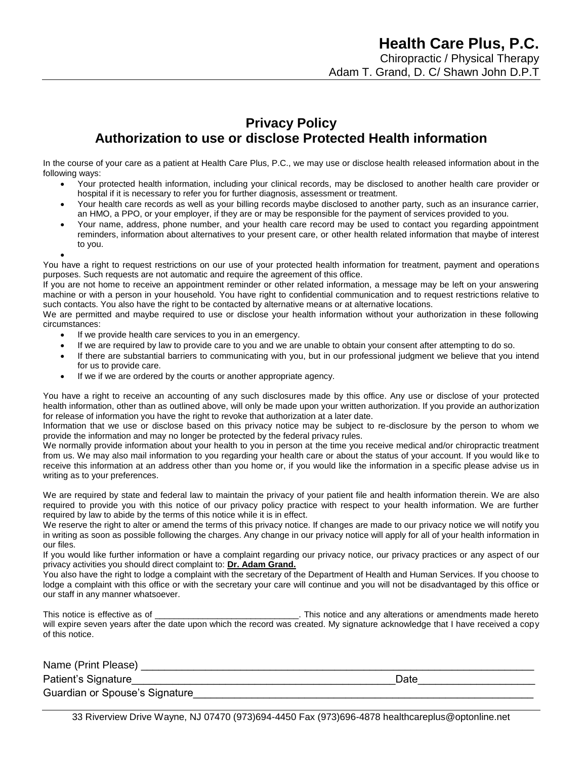# Health Care Plus, P.C.

Chiropractic / Physical Therapy
Adam T. Grand, D. C/ Shawn John D.P.T

## Privacy Policy
## Authorization to use or disclose Protected Health information

In the course of your care as a patient at Health Care Plus, P.C., we may use or disclose health released information about in the following ways:

- Your protected health information, including your clinical records, may be disclosed to another health care provider or hospital if it is necessary to refer you for further diagnosis, assessment or treatment.
- Your health care records as well as your billing records maybe disclosed to another party, such as an insurance carrier, an HMO, a PPO, or your employer, if they are or may be responsible for the payment of services provided to you.
- Your name, address, phone number, and your health care record may be used to contact you regarding appointment reminders, information about alternatives to your present care, or other health related information that maybe of interest to you.
-

You have a right to request restrictions on our use of your protected health information for treatment, payment and operations purposes. Such requests are not automatic and require the agreement of this office.

If you are not home to receive an appointment reminder or other related information, a message may be left on your answering machine or with a person in your household. You have right to confidential communication and to request restrictions relative to such contacts. You also have the right to be contacted by alternative means or at alternative locations.

We are permitted and maybe required to use or disclose your health information without your authorization in these following circumstances:

- If we provide health care services to you in an emergency.
- If we are required by law to provide care to you and we are unable to obtain your consent after attempting to do so.
- If there are substantial barriers to communicating with you, but in our professional judgment we believe that you intend for us to provide care.
- If we if we are ordered by the courts or another appropriate agency.

You have a right to receive an accounting of any such disclosures made by this office. Any use or disclose of your protected health information, other than as outlined above, will only be made upon your written authorization. If you provide an authorization for release of information you have the right to revoke that authorization at a later date.

Information that we use or disclose based on this privacy notice may be subject to re-disclosure by the person to whom we provide the information and may no longer be protected by the federal privacy rules.

We normally provide information about your health to you in person at the time you receive medical and/or chiropractic treatment from us. We may also mail information to you regarding your health care or about the status of your account. If you would like to receive this information at an address other than you home or, if you would like the information in a specific please advise us in writing as to your preferences.

We are required by state and federal law to maintain the privacy of your patient file and health information therein. We are also required to provide you with this notice of our privacy policy practice with respect to your health information. We are further required by law to abide by the terms of this notice while it is in effect.

We reserve the right to alter or amend the terms of this privacy notice. If changes are made to our privacy notice we will notify you in writing as soon as possible following the charges. Any change in our privacy notice will apply for all of your health information in our files.

If you would like further information or have a complaint regarding our privacy notice, our privacy practices or any aspect of our privacy activities you should direct complaint to: **Dr. Adam Grand.**

You also have the right to lodge a complaint with the secretary of the Department of Health and Human Services. If you choose to lodge a complaint with this office or with the secretary your care will continue and you will not be disadvantaged by this office or our staff in any manner whatsoever.

This notice is effective as of ____________________________. This notice and any alterations or amendments made hereto will expire seven years after the date upon which the record was created. My signature acknowledge that I have received a copy of this notice.

Name (Print Please) ______________________________________________________________

Patient's Signature__________________________________________Date__________________

Guardian or Spouse's Signature________________________________________________________

33 Riverview Drive Wayne, NJ 07470 (973)694-4450 Fax (973)696-4878 healthcareplus@optonline.net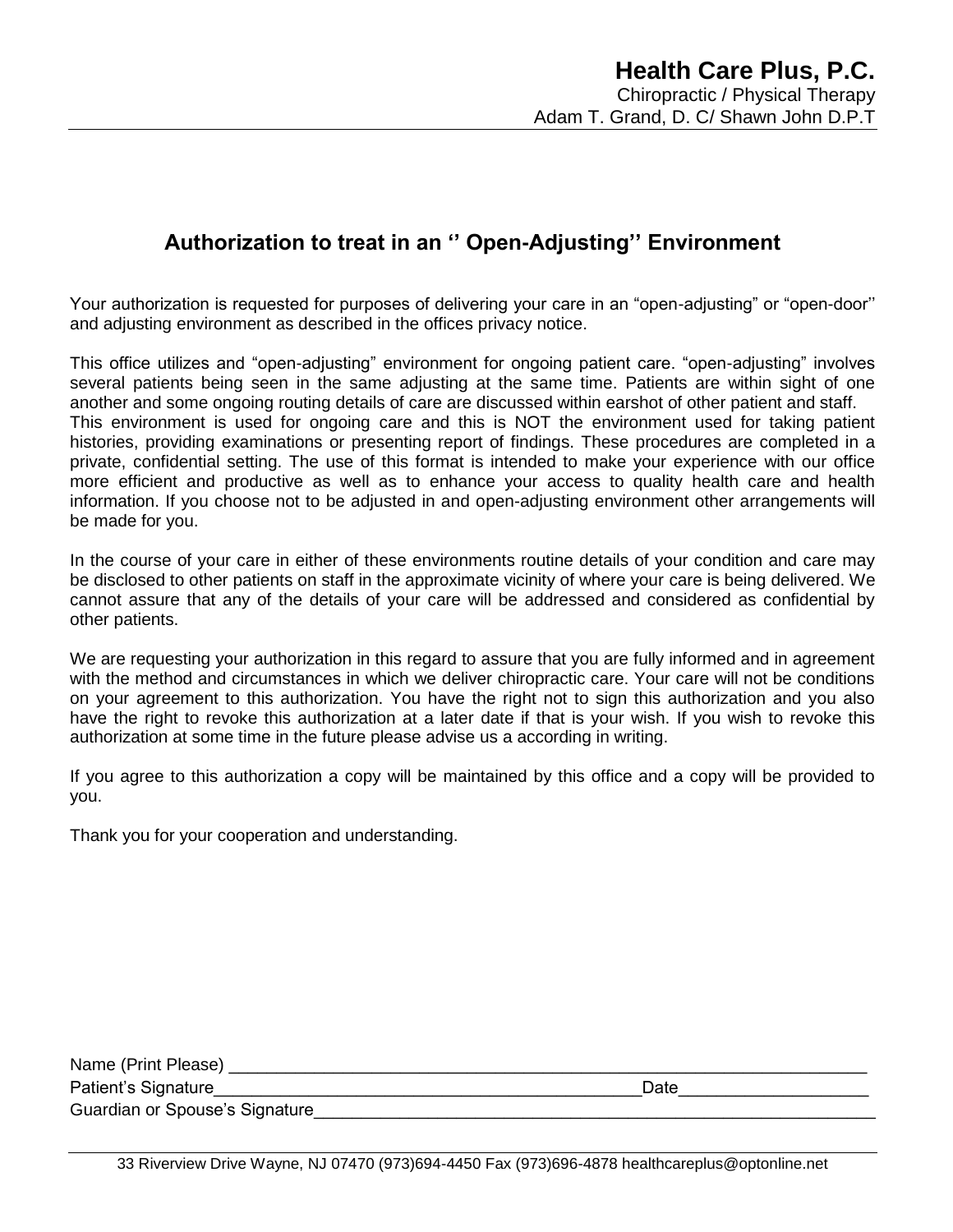**Health Care Plus, P.C.**
Chiropractic / Physical Therapy
Adam T. Grand, D. C/ Shawn John D.P.T

## Authorization to treat in an '' Open-Adjusting'' Environment

Your authorization is requested for purposes of delivering your care in an "open-adjusting" or "open-door'' and adjusting environment as described in the offices privacy notice.

This office utilizes and "open-adjusting" environment for ongoing patient care. "open-adjusting" involves several patients being seen in the same adjusting at the same time. Patients are within sight of one another and some ongoing routing details of care are discussed within earshot of other patient and staff. This environment is used for ongoing care and this is NOT the environment used for taking patient histories, providing examinations or presenting report of findings. These procedures are completed in a private, confidential setting. The use of this format is intended to make your experience with our office more efficient and productive as well as to enhance your access to quality health care and health information. If you choose not to be adjusted in and open-adjusting environment other arrangements will be made for you.

In the course of your care in either of these environments routine details of your condition and care may be disclosed to other patients on staff in the approximate vicinity of where your care is being delivered. We cannot assure that any of the details of your care will be addressed and considered as confidential by other patients.

We are requesting your authorization in this regard to assure that you are fully informed and in agreement with the method and circumstances in which we deliver chiropractic care. Your care will not be conditions on your agreement to this authorization. You have the right not to sign this authorization and you also have the right to revoke this authorization at a later date if that is your wish. If you wish to revoke this authorization at some time in the future please advise us a according in writing.

If you agree to this authorization a copy will be maintained by this office and a copy will be provided to you.

Thank you for your cooperation and understanding.

Name (Print Please) ____________________________________________

Patient's Signature______________________________ Date__________________

Guardian or Spouse's Signature________________________________________

33 Riverview Drive Wayne, NJ 07470 (973)694-4450 Fax (973)696-4878 healthcareplus@optonline.net